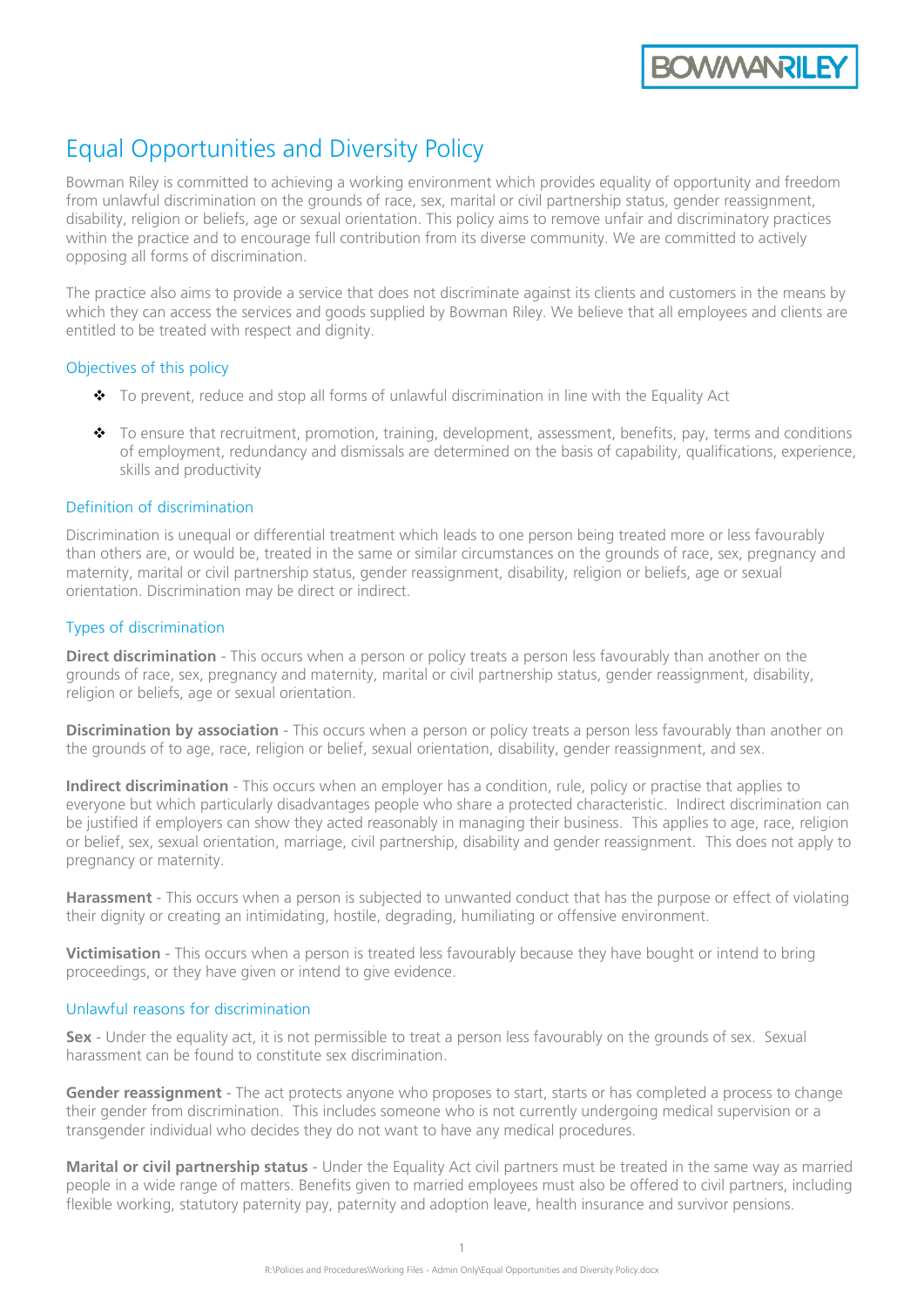# Equal Opportunities and Diversity Policy

Bowman Riley is committed to achieving a working environment which provides equality of opportunity and freedom from unlawful discrimination on the grounds of race, sex, marital or civil partnership status, gender reassignment, disability, religion or beliefs, age or sexual orientation. This policy aims to remove unfair and discriminatory practices within the practice and to encourage full contribution from its diverse community. We are committed to actively opposing all forms of discrimination.

The practice also aims to provide a service that does not discriminate against its clients and customers in the means by which they can access the services and goods supplied by Bowman Riley. We believe that all employees and clients are entitled to be treated with respect and dignity.

## Objectives of this policy

- To prevent, reduce and stop all forms of unlawful discrimination in line with the Equality Act
- To ensure that recruitment, promotion, training, development, assessment, benefits, pay, terms and conditions of employment, redundancy and dismissals are determined on the basis of capability, qualifications, experience, skills and productivity

## Definition of discrimination

Discrimination is unequal or differential treatment which leads to one person being treated more or less favourably than others are, or would be, treated in the same or similar circumstances on the grounds of race, sex, pregnancy and maternity, marital or civil partnership status, gender reassignment, disability, religion or beliefs, age or sexual orientation. Discrimination may be direct or indirect.

## Types of discrimination

**Direct discrimination** - This occurs when a person or policy treats a person less favourably than another on the grounds of race, sex, pregnancy and maternity, marital or civil partnership status, gender reassignment, disability, religion or beliefs, age or sexual orientation.

**Discrimination by association** - This occurs when a person or policy treats a person less favourably than another on the grounds of to age, race, religion or belief, sexual orientation, disability, gender reassignment, and sex.

**Indirect discrimination** - This occurs when an employer has a condition, rule, policy or practise that applies to everyone but which particularly disadvantages people who share a protected characteristic. Indirect discrimination can be justified if employers can show they acted reasonably in managing their business. This applies to age, race, religion or belief, sex, sexual orientation, marriage, civil partnership, disability and gender reassignment. This does not apply to pregnancy or maternity.

**Harassment** - This occurs when a person is subjected to unwanted conduct that has the purpose or effect of violating their dignity or creating an intimidating, hostile, degrading, humiliating or offensive environment.

**Victimisation** - This occurs when a person is treated less favourably because they have bought or intend to bring proceedings, or they have given or intend to give evidence.

## Unlawful reasons for discrimination

**Sex** - Under the equality act, it is not permissible to treat a person less favourably on the grounds of sex. Sexual harassment can be found to constitute sex discrimination.

**Gender reassignment** - The act protects anyone who proposes to start, starts or has completed a process to change their gender from discrimination. This includes someone who is not currently undergoing medical supervision or a transgender individual who decides they do not want to have any medical procedures.

**Marital or civil partnership status** - Under the Equality Act civil partners must be treated in the same way as married people in a wide range of matters. Benefits given to married employees must also be offered to civil partners, including flexible working, statutory paternity pay, paternity and adoption leave, health insurance and survivor pensions.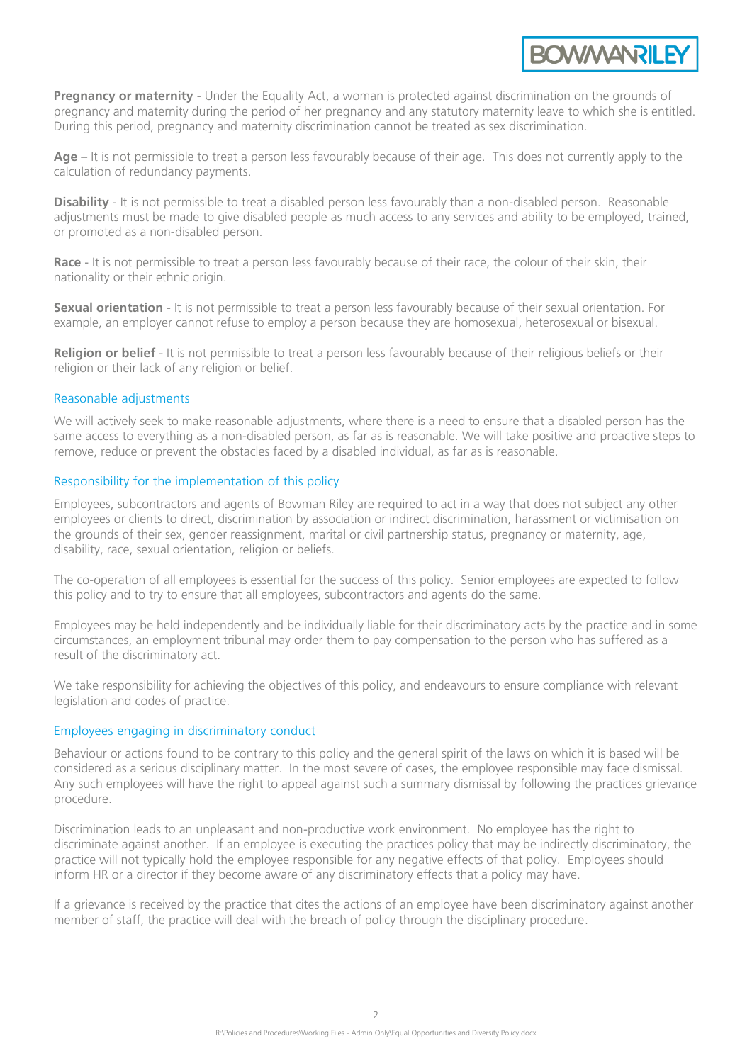**Pregnancy or maternity** - Under the Equality Act, a woman is protected against discrimination on the grounds of pregnancy and maternity during the period of her pregnancy and any statutory maternity leave to which she is entitled. During this period, pregnancy and maternity discrimination cannot be treated as sex discrimination.

**Age** – It is not permissible to treat a person less favourably because of their age. This does not currently apply to the calculation of redundancy payments.

**Disability** - It is not permissible to treat a disabled person less favourably than a non-disabled person. Reasonable adjustments must be made to give disabled people as much access to any services and ability to be employed, trained, or promoted as a non-disabled person.

**Race** - It is not permissible to treat a person less favourably because of their race, the colour of their skin, their nationality or their ethnic origin.

**Sexual orientation** - It is not permissible to treat a person less favourably because of their sexual orientation. For example, an employer cannot refuse to employ a person because they are homosexual, heterosexual or bisexual.

**Religion or belief** - It is not permissible to treat a person less favourably because of their religious beliefs or their religion or their lack of any religion or belief.

## Reasonable adjustments

We will actively seek to make reasonable adjustments, where there is a need to ensure that a disabled person has the same access to everything as a non-disabled person, as far as is reasonable. We will take positive and proactive steps to remove, reduce or prevent the obstacles faced by a disabled individual, as far as is reasonable.

## Responsibility for the implementation of this policy

Employees, subcontractors and agents of Bowman Riley are required to act in a way that does not subject any other employees or clients to direct, discrimination by association or indirect discrimination, harassment or victimisation on the grounds of their sex, gender reassignment, marital or civil partnership status, pregnancy or maternity, age, disability, race, sexual orientation, religion or beliefs.

The co-operation of all employees is essential for the success of this policy. Senior employees are expected to follow this policy and to try to ensure that all employees, subcontractors and agents do the same.

Employees may be held independently and be individually liable for their discriminatory acts by the practice and in some circumstances, an employment tribunal may order them to pay compensation to the person who has suffered as a result of the discriminatory act.

We take responsibility for achieving the objectives of this policy, and endeavours to ensure compliance with relevant legislation and codes of practice.

## Employees engaging in discriminatory conduct

Behaviour or actions found to be contrary to this policy and the general spirit of the laws on which it is based will be considered as a serious disciplinary matter. In the most severe of cases, the employee responsible may face dismissal. Any such employees will have the right to appeal against such a summary dismissal by following the practices grievance procedure.

Discrimination leads to an unpleasant and non-productive work environment. No employee has the right to discriminate against another. If an employee is executing the practices policy that may be indirectly discriminatory, the practice will not typically hold the employee responsible for any negative effects of that policy. Employees should inform HR or a director if they become aware of any discriminatory effects that a policy may have.

If a grievance is received by the practice that cites the actions of an employee have been discriminatory against another member of staff, the practice will deal with the breach of policy through the disciplinary procedure.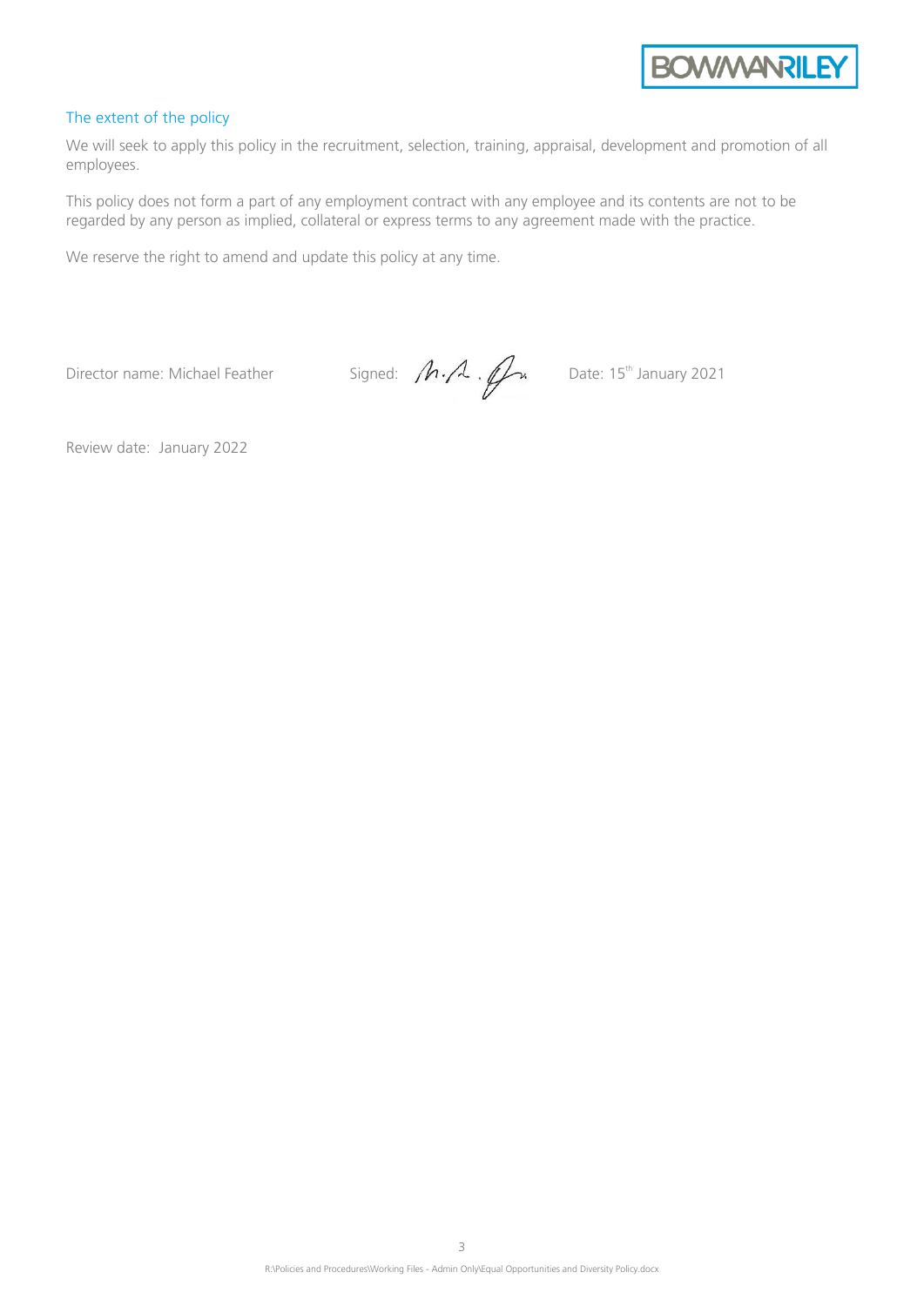## The extent of the policy

We will seek to apply this policy in the recruitment, selection, training, appraisal, development and promotion of all employees.

This policy does not form a part of any employment contract with any employee and its contents are not to be regarded by any person as implied, collateral or express terms to any agreement made with the practice.

We reserve the right to amend and update this policy at any time.

Director name: Michael Feather Signed: M.A.F. Date: 15th January 2021

Review date: January 2022